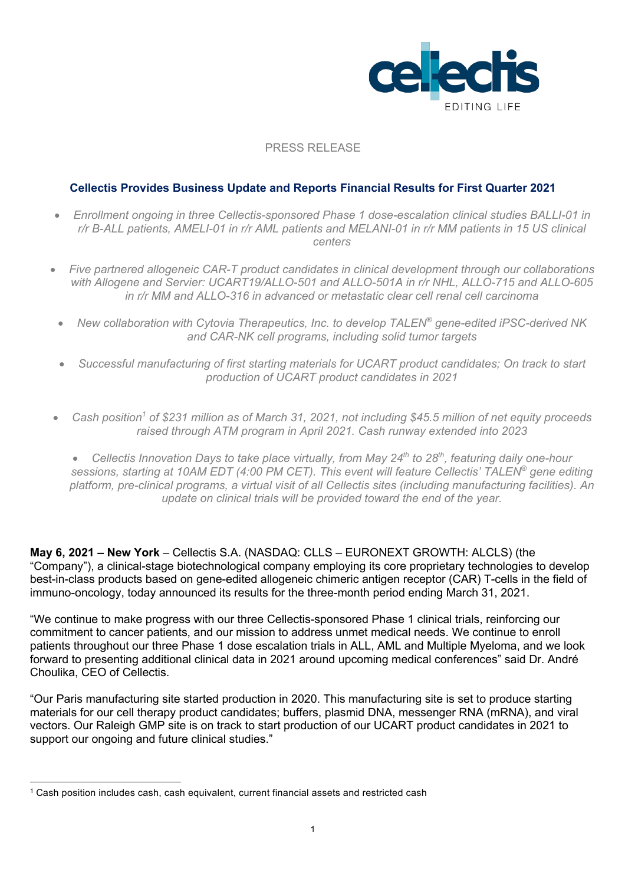PRESS RELEASE

## Cellectis Provides Business Update and Reports Financial Results for First Quarter 2021

- *Enrollment ongoing in three Cellectis-sponsored Phase 1 dose-escalation clinical studies BALLI-01 in r/r B-ALL patients, AMELI-01 in r/r AML patients and MELANI-01 in r/r MM patients in 15 US clinical centers*
- *Five partnered allogeneic CAR-T product candidates in clinical development through our collaborations with Allogene and Servier: UCART19/ALLO-501 and ALLO-501A in r/r NHL, ALLO-715 and ALLO-605 in r/r MM and ALLO-316 in advanced or metastatic clear cell renal cell carcinoma*
- *New collaboration with Cytovia Therapeutics, Inc. to develop TALEN® gene-edited iPSC-derived NK and CAR-NK cell programs, including solid tumor targets*
- *Successful manufacturing of first starting materials for UCART product candidates; On track to start production of UCART product candidates in 2021*
- *Cash position[1] of $231 million as of March 31, 2021, not including $45.5 million of net equity proceeds raised through ATM program in April 2021. Cash runway extended into 2023*
- *Cellectis Innovation Days to take place virtually, from May 24th to 28th, featuring daily one-hour sessions, starting at 10AM EDT (4:00 PM CET). This event will feature Cellectis' TALEN® gene editing platform, pre-clinical programs, a virtual visit of all Cellectis sites (including manufacturing facilities). An update on clinical trials will be provided toward the end of the year.*

**May 6, 2021 – New York** – Cellectis S.A. (NASDAQ: CLLS – EURONEXT GROWTH: ALCLS) (the "Company"), a clinical-stage biotechnological company employing its core proprietary technologies to develop best-in-class products based on gene-edited allogeneic chimeric antigen receptor (CAR) T-cells in the field of immuno-oncology, today announced its results for the three-month period ending March 31, 2021.

"We continue to make progress with our three Cellectis-sponsored Phase 1 clinical trials, reinforcing our commitment to cancer patients, and our mission to address unmet medical needs. We continue to enroll patients throughout our three Phase 1 dose escalation trials in ALL, AML and Multiple Myeloma, and we look forward to presenting additional clinical data in 2021 around upcoming medical conferences" said Dr. André Choulika, CEO of Cellectis.

"Our Paris manufacturing site started production in 2020. This manufacturing site is set to produce starting materials for our cell therapy product candidates; buffers, plasmid DNA, messenger RNA (mRNA), and viral vectors. Our Raleigh GMP site is on track to start production of our UCART product candidates in 2021 to support our ongoing and future clinical studies."

[1] Cash position includes cash, cash equivalent, current financial assets and restricted cash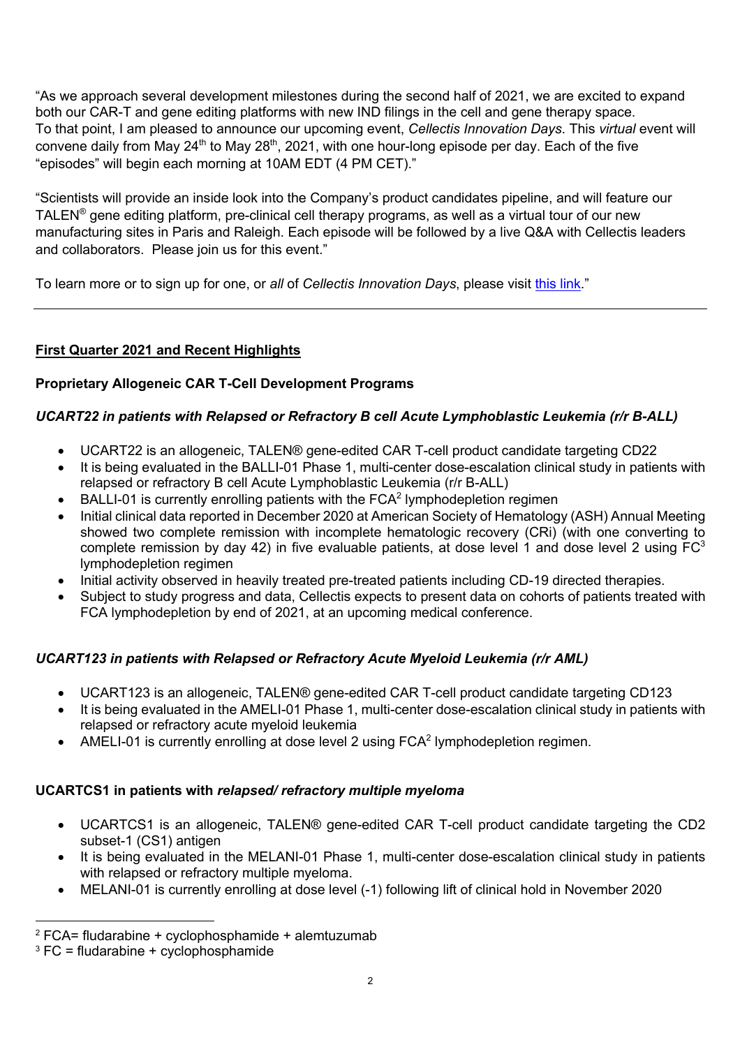"As we approach several development milestones during the second half of 2021, we are excited to expand both our CAR-T and gene editing platforms with new IND filings in the cell and gene therapy space. To that point, I am pleased to announce our upcoming event, *Cellectis Innovation Days*. This *virtual* event will convene daily from May 24th to May 28th, 2021, with one hour-long episode per day. Each of the five "episodes" will begin each morning at 10AM EDT (4 PM CET)."

"Scientists will provide an inside look into the Company's product candidates pipeline, and will feature our TALEN® gene editing platform, pre-clinical cell therapy programs, as well as a virtual tour of our new manufacturing sites in Paris and Raleigh. Each episode will be followed by a live Q&A with Cellectis leaders and collaborators. Please join us for this event."

To learn more or to sign up for one, or *all* of *Cellectis Innovation Days*, please visit [this link]."

---

## First Quarter 2021 and Recent Highlights

### Proprietary Allogeneic CAR T-Cell Development Programs

#### *UCART22 in patients with Relapsed or Refractory B cell Acute Lymphoblastic Leukemia (r/r B-ALL)*

- UCART22 is an allogeneic, TALEN® gene-edited CAR T-cell product candidate targeting CD22
- It is being evaluated in the BALLI-01 Phase 1, multi-center dose-escalation clinical study in patients with relapsed or refractory B cell Acute Lymphoblastic Leukemia (r/r B-ALL)
- BALLI-01 is currently enrolling patients with the FCA[2] lymphodepletion regimen
- Initial clinical data reported in December 2020 at American Society of Hematology (ASH) Annual Meeting showed two complete remission with incomplete hematologic recovery (CRi) (with one converting to complete remission by day 42) in five evaluable patients, at dose level 1 and dose level 2 using FC[3] lymphodepletion regimen
- Initial activity observed in heavily treated pre-treated patients including CD-19 directed therapies.
- Subject to study progress and data, Cellectis expects to present data on cohorts of patients treated with FCA lymphodepletion by end of 2021, at an upcoming medical conference.

#### *UCART123 in patients with Relapsed or Refractory Acute Myeloid Leukemia (r/r AML)*

- UCART123 is an allogeneic, TALEN® gene-edited CAR T-cell product candidate targeting CD123
- It is being evaluated in the AMELI-01 Phase 1, multi-center dose-escalation clinical study in patients with relapsed or refractory acute myeloid leukemia
- AMELI-01 is currently enrolling at dose level 2 using FCA[2] lymphodepletion regimen.

#### UCARTCS1 in patients with *relapsed/ refractory multiple myeloma*

- UCARTCS1 is an allogeneic, TALEN® gene-edited CAR T-cell product candidate targeting the CD2 subset-1 (CS1) antigen
- It is being evaluated in the MELANI-01 Phase 1, multi-center dose-escalation clinical study in patients with relapsed or refractory multiple myeloma.
- MELANI-01 is currently enrolling at dose level (-1) following lift of clinical hold in November 2020

---

[2] FCA= fludarabine + cyclophosphamide + alemtuzumab

[3] FC = fludarabine + cyclophosphamide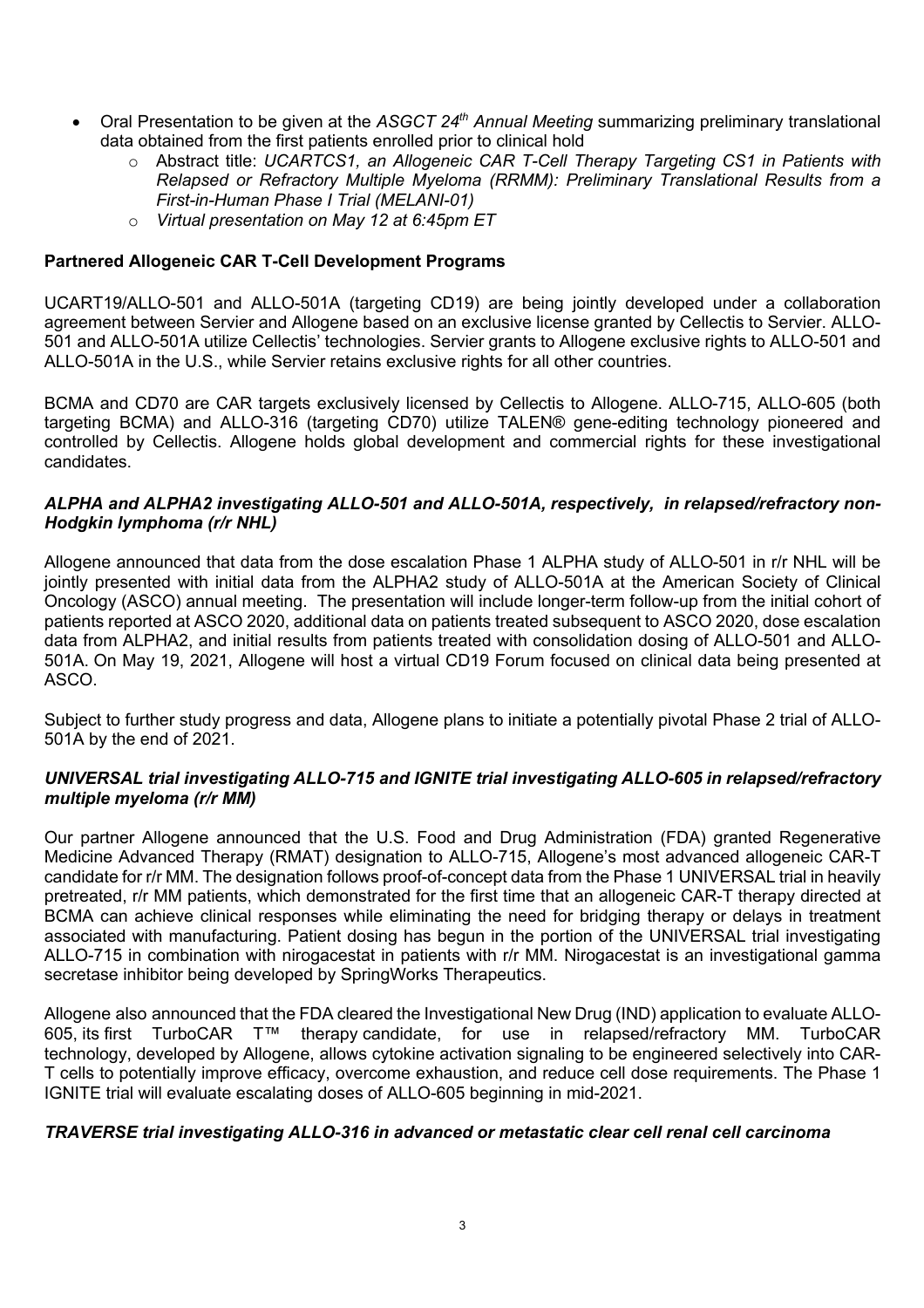- Oral Presentation to be given at the *ASGCT 24th Annual Meeting* summarizing preliminary translational data obtained from the first patients enrolled prior to clinical hold
  - Abstract title: *UCARTCS1, an Allogeneic CAR T-Cell Therapy Targeting CS1 in Patients with Relapsed or Refractory Multiple Myeloma (RRMM): Preliminary Translational Results from a First-in-Human Phase I Trial (MELANI-01)*
  - *Virtual presentation on May 12 at 6:45pm ET*

**Partnered Allogeneic CAR T-Cell Development Programs**

UCART19/ALLO-501 and ALLO-501A (targeting CD19) are being jointly developed under a collaboration agreement between Servier and Allogene based on an exclusive license granted by Cellectis to Servier. ALLO-501 and ALLO-501A utilize Cellectis' technologies. Servier grants to Allogene exclusive rights to ALLO-501 and ALLO-501A in the U.S., while Servier retains exclusive rights for all other countries.

BCMA and CD70 are CAR targets exclusively licensed by Cellectis to Allogene. ALLO-715, ALLO-605 (both targeting BCMA) and ALLO-316 (targeting CD70) utilize TALEN® gene-editing technology pioneered and controlled by Cellectis. Allogene holds global development and commercial rights for these investigational candidates.

***ALPHA and ALPHA2 investigating ALLO-501 and ALLO-501A, respectively, in relapsed/refractory non-Hodgkin lymphoma (r/r NHL)***

Allogene announced that data from the dose escalation Phase 1 ALPHA study of ALLO-501 in r/r NHL will be jointly presented with initial data from the ALPHA2 study of ALLO-501A at the American Society of Clinical Oncology (ASCO) annual meeting. The presentation will include longer-term follow-up from the initial cohort of patients reported at ASCO 2020, additional data on patients treated subsequent to ASCO 2020, dose escalation data from ALPHA2, and initial results from patients treated with consolidation dosing of ALLO-501 and ALLO-501A. On May 19, 2021, Allogene will host a virtual CD19 Forum focused on clinical data being presented at ASCO.

Subject to further study progress and data, Allogene plans to initiate a potentially pivotal Phase 2 trial of ALLO-501A by the end of 2021.

***UNIVERSAL trial investigating ALLO-715 and IGNITE trial investigating ALLO-605 in relapsed/refractory multiple myeloma (r/r MM)***

Our partner Allogene announced that the U.S. Food and Drug Administration (FDA) granted Regenerative Medicine Advanced Therapy (RMAT) designation to ALLO-715, Allogene's most advanced allogeneic CAR-T candidate for r/r MM. The designation follows proof-of-concept data from the Phase 1 UNIVERSAL trial in heavily pretreated, r/r MM patients, which demonstrated for the first time that an allogeneic CAR-T therapy directed at BCMA can achieve clinical responses while eliminating the need for bridging therapy or delays in treatment associated with manufacturing. Patient dosing has begun in the portion of the UNIVERSAL trial investigating ALLO-715 in combination with nirogacestat in patients with r/r MM. Nirogacestat is an investigational gamma secretase inhibitor being developed by SpringWorks Therapeutics.

Allogene also announced that the FDA cleared the Investigational New Drug (IND) application to evaluate ALLO-605, its first TurboCAR T™ therapy candidate, for use in relapsed/refractory MM. TurboCAR technology, developed by Allogene, allows cytokine activation signaling to be engineered selectively into CAR-T cells to potentially improve efficacy, overcome exhaustion, and reduce cell dose requirements. The Phase 1 IGNITE trial will evaluate escalating doses of ALLO-605 beginning in mid-2021.

***TRAVERSE trial investigating ALLO-316 in advanced or metastatic clear cell renal cell carcinoma***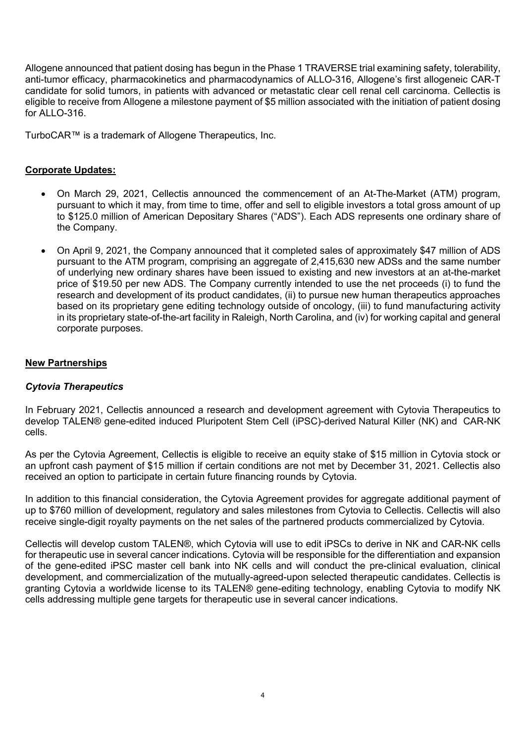Allogene announced that patient dosing has begun in the Phase 1 TRAVERSE trial examining safety, tolerability, anti-tumor efficacy, pharmacokinetics and pharmacodynamics of ALLO-316, Allogene's first allogeneic CAR-T candidate for solid tumors, in patients with advanced or metastatic clear cell renal cell carcinoma. Cellectis is eligible to receive from Allogene a milestone payment of $5 million associated with the initiation of patient dosing for ALLO-316.

TurboCAR™ is a trademark of Allogene Therapeutics, Inc.

## Corporate Updates:

- On March 29, 2021, Cellectis announced the commencement of an At-The-Market (ATM) program, pursuant to which it may, from time to time, offer and sell to eligible investors a total gross amount of up to $125.0 million of American Depositary Shares ("ADS"). Each ADS represents one ordinary share of the Company.
- On April 9, 2021, the Company announced that it completed sales of approximately $47 million of ADS pursuant to the ATM program, comprising an aggregate of 2,415,630 new ADSs and the same number of underlying new ordinary shares have been issued to existing and new investors at an at-the-market price of $19.50 per new ADS. The Company currently intended to use the net proceeds (i) to fund the research and development of its product candidates, (ii) to pursue new human therapeutics approaches based on its proprietary gene editing technology outside of oncology, (iii) to fund manufacturing activity in its proprietary state-of-the-art facility in Raleigh, North Carolina, and (iv) for working capital and general corporate purposes.

## New Partnerships

### *Cytovia Therapeutics*

In February 2021, Cellectis announced a research and development agreement with Cytovia Therapeutics to develop TALEN® gene-edited induced Pluripotent Stem Cell (iPSC)-derived Natural Killer (NK) and CAR-NK cells.

As per the Cytovia Agreement, Cellectis is eligible to receive an equity stake of $15 million in Cytovia stock or an upfront cash payment of $15 million if certain conditions are not met by December 31, 2021. Cellectis also received an option to participate in certain future financing rounds by Cytovia.

In addition to this financial consideration, the Cytovia Agreement provides for aggregate additional payment of up to $760 million of development, regulatory and sales milestones from Cytovia to Cellectis. Cellectis will also receive single-digit royalty payments on the net sales of the partnered products commercialized by Cytovia.

Cellectis will develop custom TALEN®, which Cytovia will use to edit iPSCs to derive in NK and CAR-NK cells for therapeutic use in several cancer indications. Cytovia will be responsible for the differentiation and expansion of the gene-edited iPSC master cell bank into NK cells and will conduct the pre-clinical evaluation, clinical development, and commercialization of the mutually-agreed-upon selected therapeutic candidates. Cellectis is granting Cytovia a worldwide license to its TALEN® gene-editing technology, enabling Cytovia to modify NK cells addressing multiple gene targets for therapeutic use in several cancer indications.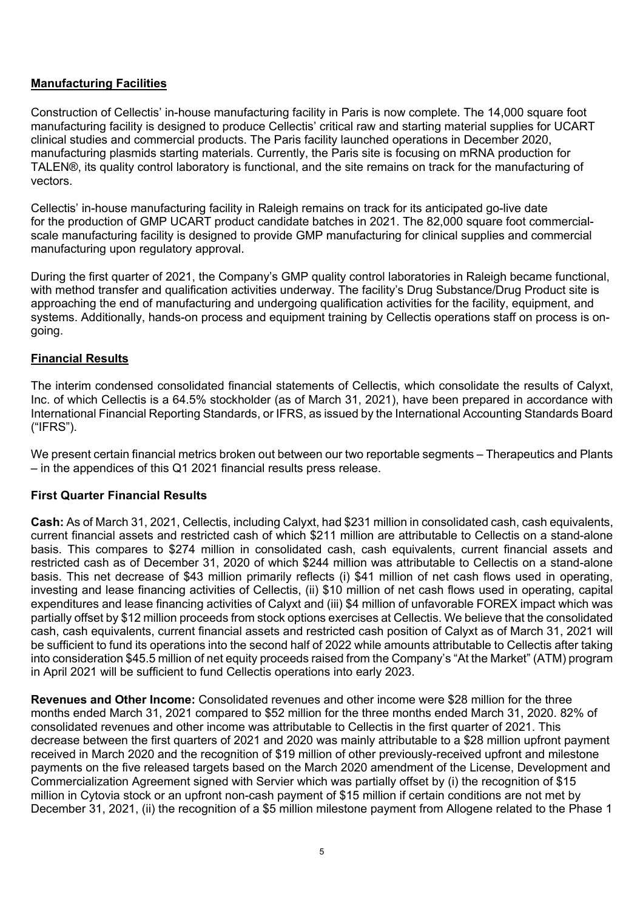## Manufacturing Facilities

Construction of Cellectis' in-house manufacturing facility in Paris is now complete. The 14,000 square foot manufacturing facility is designed to produce Cellectis' critical raw and starting material supplies for UCART clinical studies and commercial products. The Paris facility launched operations in December 2020, manufacturing plasmids starting materials. Currently, the Paris site is focusing on mRNA production for TALEN®, its quality control laboratory is functional, and the site remains on track for the manufacturing of vectors.

Cellectis' in-house manufacturing facility in Raleigh remains on track for its anticipated go-live date for the production of GMP UCART product candidate batches in 2021. The 82,000 square foot commercial-scale manufacturing facility is designed to provide GMP manufacturing for clinical supplies and commercial manufacturing upon regulatory approval.

During the first quarter of 2021, the Company's GMP quality control laboratories in Raleigh became functional, with method transfer and qualification activities underway. The facility's Drug Substance/Drug Product site is approaching the end of manufacturing and undergoing qualification activities for the facility, equipment, and systems. Additionally, hands-on process and equipment training by Cellectis operations staff on process is on-going.

## Financial Results

The interim condensed consolidated financial statements of Cellectis, which consolidate the results of Calyxt, Inc. of which Cellectis is a 64.5% stockholder (as of March 31, 2021), have been prepared in accordance with International Financial Reporting Standards, or IFRS, as issued by the International Accounting Standards Board ("IFRS").

We present certain financial metrics broken out between our two reportable segments – Therapeutics and Plants – in the appendices of this Q1 2021 financial results press release.

### First Quarter Financial Results

**Cash:** As of March 31, 2021, Cellectis, including Calyxt, had $231 million in consolidated cash, cash equivalents, current financial assets and restricted cash of which $211 million are attributable to Cellectis on a stand-alone basis. This compares to $274 million in consolidated cash, cash equivalents, current financial assets and restricted cash as of December 31, 2020 of which $244 million was attributable to Cellectis on a stand-alone basis. This net decrease of $43 million primarily reflects (i) $41 million of net cash flows used in operating, investing and lease financing activities of Cellectis, (ii) $10 million of net cash flows used in operating, capital expenditures and lease financing activities of Calyxt and (iii) $4 million of unfavorable FOREX impact which was partially offset by $12 million proceeds from stock options exercises at Cellectis. We believe that the consolidated cash, cash equivalents, current financial assets and restricted cash position of Calyxt as of March 31, 2021 will be sufficient to fund its operations into the second half of 2022 while amounts attributable to Cellectis after taking into consideration $45.5 million of net equity proceeds raised from the Company's "At the Market" (ATM) program in April 2021 will be sufficient to fund Cellectis operations into early 2023.

**Revenues and Other Income:** Consolidated revenues and other income were $28 million for the three months ended March 31, 2021 compared to $52 million for the three months ended March 31, 2020. 82% of consolidated revenues and other income was attributable to Cellectis in the first quarter of 2021. This decrease between the first quarters of 2021 and 2020 was mainly attributable to a $28 million upfront payment received in March 2020 and the recognition of $19 million of other previously-received upfront and milestone payments on the five released targets based on the March 2020 amendment of the License, Development and Commercialization Agreement signed with Servier which was partially offset by (i) the recognition of $15 million in Cytovia stock or an upfront non-cash payment of $15 million if certain conditions are not met by December 31, 2021, (ii) the recognition of a $5 million milestone payment from Allogene related to the Phase 1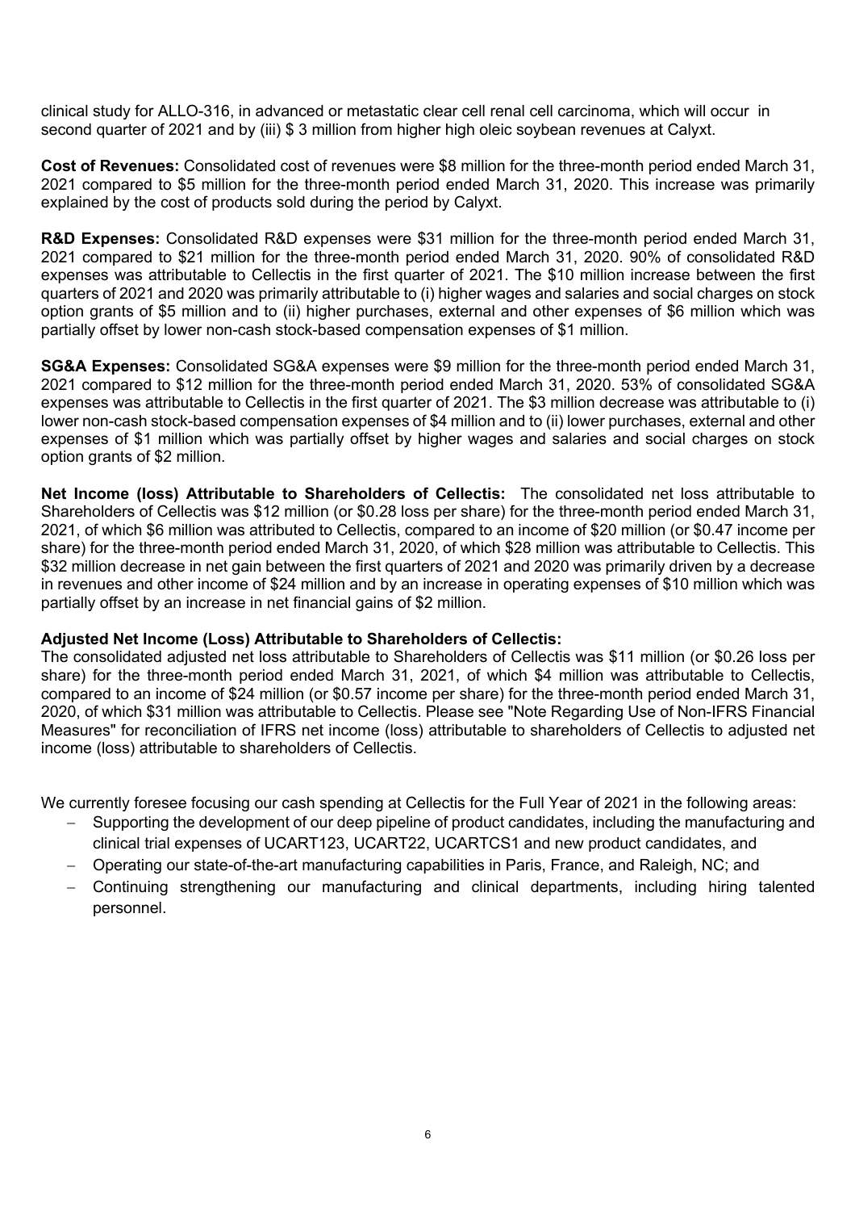clinical study for ALLO-316, in advanced or metastatic clear cell renal cell carcinoma, which will occur in second quarter of 2021 and by (iii) $ 3 million from higher high oleic soybean revenues at Calyxt.

**Cost of Revenues:** Consolidated cost of revenues were $8 million for the three-month period ended March 31, 2021 compared to $5 million for the three-month period ended March 31, 2020. This increase was primarily explained by the cost of products sold during the period by Calyxt.

**R&D Expenses:** Consolidated R&D expenses were $31 million for the three-month period ended March 31, 2021 compared to $21 million for the three-month period ended March 31, 2020. 90% of consolidated R&D expenses was attributable to Cellectis in the first quarter of 2021. The $10 million increase between the first quarters of 2021 and 2020 was primarily attributable to (i) higher wages and salaries and social charges on stock option grants of $5 million and to (ii) higher purchases, external and other expenses of $6 million which was partially offset by lower non-cash stock-based compensation expenses of $1 million.

**SG&A Expenses:** Consolidated SG&A expenses were $9 million for the three-month period ended March 31, 2021 compared to $12 million for the three-month period ended March 31, 2020. 53% of consolidated SG&A expenses was attributable to Cellectis in the first quarter of 2021. The $3 million decrease was attributable to (i) lower non-cash stock-based compensation expenses of $4 million and to (ii) lower purchases, external and other expenses of $1 million which was partially offset by higher wages and salaries and social charges on stock option grants of $2 million.

**Net Income (loss) Attributable to Shareholders of Cellectis:** The consolidated net loss attributable to Shareholders of Cellectis was $12 million (or $0.28 loss per share) for the three-month period ended March 31, 2021, of which $6 million was attributed to Cellectis, compared to an income of $20 million (or $0.47 income per share) for the three-month period ended March 31, 2020, of which $28 million was attributable to Cellectis. This $32 million decrease in net gain between the first quarters of 2021 and 2020 was primarily driven by a decrease in revenues and other income of $24 million and by an increase in operating expenses of $10 million which was partially offset by an increase in net financial gains of $2 million.

**Adjusted Net Income (Loss) Attributable to Shareholders of Cellectis:**
The consolidated adjusted net loss attributable to Shareholders of Cellectis was $11 million (or $0.26 loss per share) for the three-month period ended March 31, 2021, of which $4 million was attributable to Cellectis, compared to an income of $24 million (or $0.57 income per share) for the three-month period ended March 31, 2020, of which $31 million was attributable to Cellectis. Please see "Note Regarding Use of Non-IFRS Financial Measures" for reconciliation of IFRS net income (loss) attributable to shareholders of Cellectis to adjusted net income (loss) attributable to shareholders of Cellectis.

We currently foresee focusing our cash spending at Cellectis for the Full Year of 2021 in the following areas:

- Supporting the development of our deep pipeline of product candidates, including the manufacturing and clinical trial expenses of UCART123, UCART22, UCARTCS1 and new product candidates, and
- Operating our state-of-the-art manufacturing capabilities in Paris, France, and Raleigh, NC; and
- Continuing strengthening our manufacturing and clinical departments, including hiring talented personnel.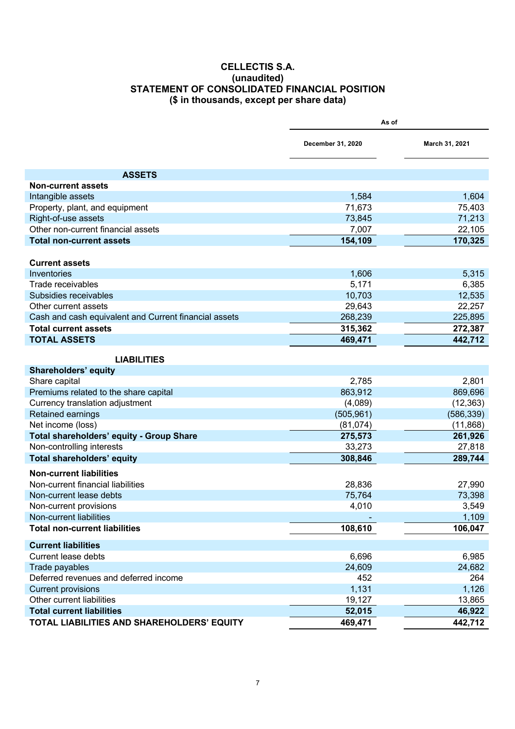# CELLECTIS S.A.
## (unaudited)
## STATEMENT OF CONSOLIDATED FINANCIAL POSITION
## ($ in thousands, except per share data)

| | As of | |
|---|---|---|
| | December 31, 2020 | March 31, 2021 |
| **ASSETS** | | |
| **Non-current assets** | | |
| Intangible assets | 1,584 | 1,604 |
| Property, plant, and equipment | 71,673 | 75,403 |
| Right-of-use assets | 73,845 | 71,213 |
| Other non-current financial assets | 7,007 | 22,105 |
| **Total non-current assets** | **154,109** | **170,325** |
| **Current assets** | | |
| Inventories | 1,606 | 5,315 |
| Trade receivables | 5,171 | 6,385 |
| Subsidies receivables | 10,703 | 12,535 |
| Other current assets | 29,643 | 22,257 |
| Cash and cash equivalent and Current financial assets | 268,239 | 225,895 |
| **Total current assets** | **315,362** | **272,387** |
| **TOTAL ASSETS** | **469,471** | **442,712** |
| **LIABILITIES** | | |
| **Shareholders' equity** | | |
| Share capital | 2,785 | 2,801 |
| Premiums related to the share capital | 863,912 | 869,696 |
| Currency translation adjustment | (4,089) | (12,363) |
| Retained earnings | (505,961) | (586,339) |
| Net income (loss) | (81,074) | (11,868) |
| **Total shareholders' equity - Group Share** | **275,573** | **261,926** |
| Non-controlling interests | 33,273 | 27,818 |
| **Total shareholders' equity** | **308,846** | **289,744** |
| **Non-current liabilities** | | |
| Non-current financial liabilities | 28,836 | 27,990 |
| Non-current lease debts | 75,764 | 73,398 |
| Non-current provisions | 4,010 | 3,549 |
| Non-current liabilities | - | 1,109 |
| **Total non-current liabilities** | **108,610** | **106,047** |
| **Current liabilities** | | |
| Current lease debts | 6,696 | 6,985 |
| Trade payables | 24,609 | 24,682 |
| Deferred revenues and deferred income | 452 | 264 |
| Current provisions | 1,131 | 1,126 |
| Other current liabilities | 19,127 | 13,865 |
| **Total current liabilities** | **52,015** | **46,922** |
| **TOTAL LIABILITIES AND SHAREHOLDERS' EQUITY** | **469,471** | **442,712** |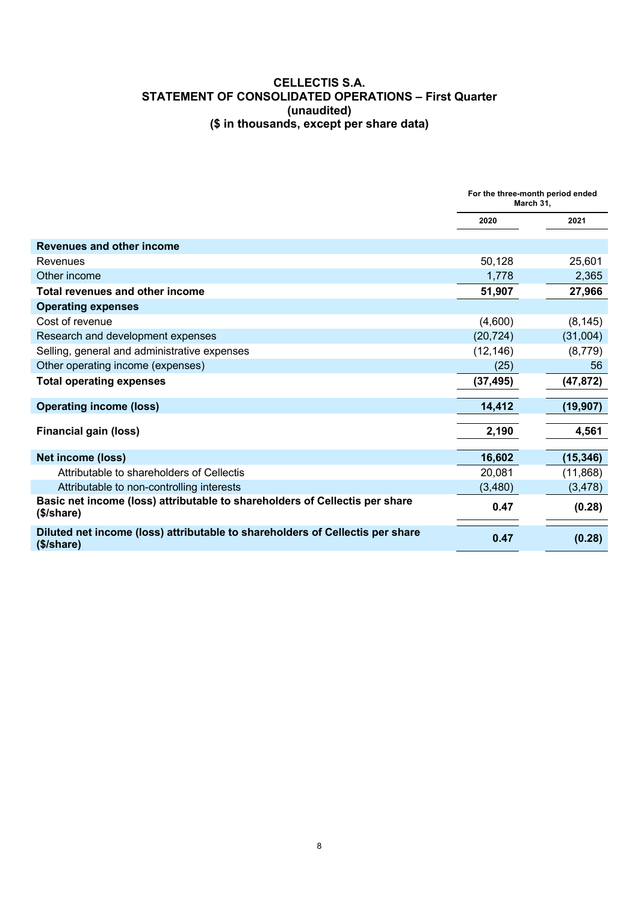# CELLECTIS S.A.
## STATEMENT OF CONSOLIDATED OPERATIONS – First Quarter
### (unaudited)
### ($ in thousands, except per share data)

| | For the three-month period ended March 31, | |
|---|---|---|
| | 2020 | 2021 |
| **Revenues and other income** | | |
| Revenues | 50,128 | 25,601 |
| Other income | 1,778 | 2,365 |
| **Total revenues and other income** | **51,907** | **27,966** |
| **Operating expenses** | | |
| Cost of revenue | (4,600) | (8,145) |
| Research and development expenses | (20,724) | (31,004) |
| Selling, general and administrative expenses | (12,146) | (8,779) |
| Other operating income (expenses) | (25) | 56 |
| **Total operating expenses** | **(37,495)** | **(47,872)** |
| **Operating income (loss)** | **14,412** | **(19,907)** |
| **Financial gain (loss)** | **2,190** | **4,561** |
| **Net income (loss)** | **16,602** | **(15,346)** |
| Attributable to shareholders of Cellectis | 20,081 | (11,868) |
| Attributable to non-controlling interests | (3,480) | (3,478) |
| **Basic net income (loss) attributable to shareholders of Cellectis per share ($/share)** | **0.47** | **(0.28)** |
| **Diluted net income (loss) attributable to shareholders of Cellectis per share ($/share)** | **0.47** | **(0.28)** |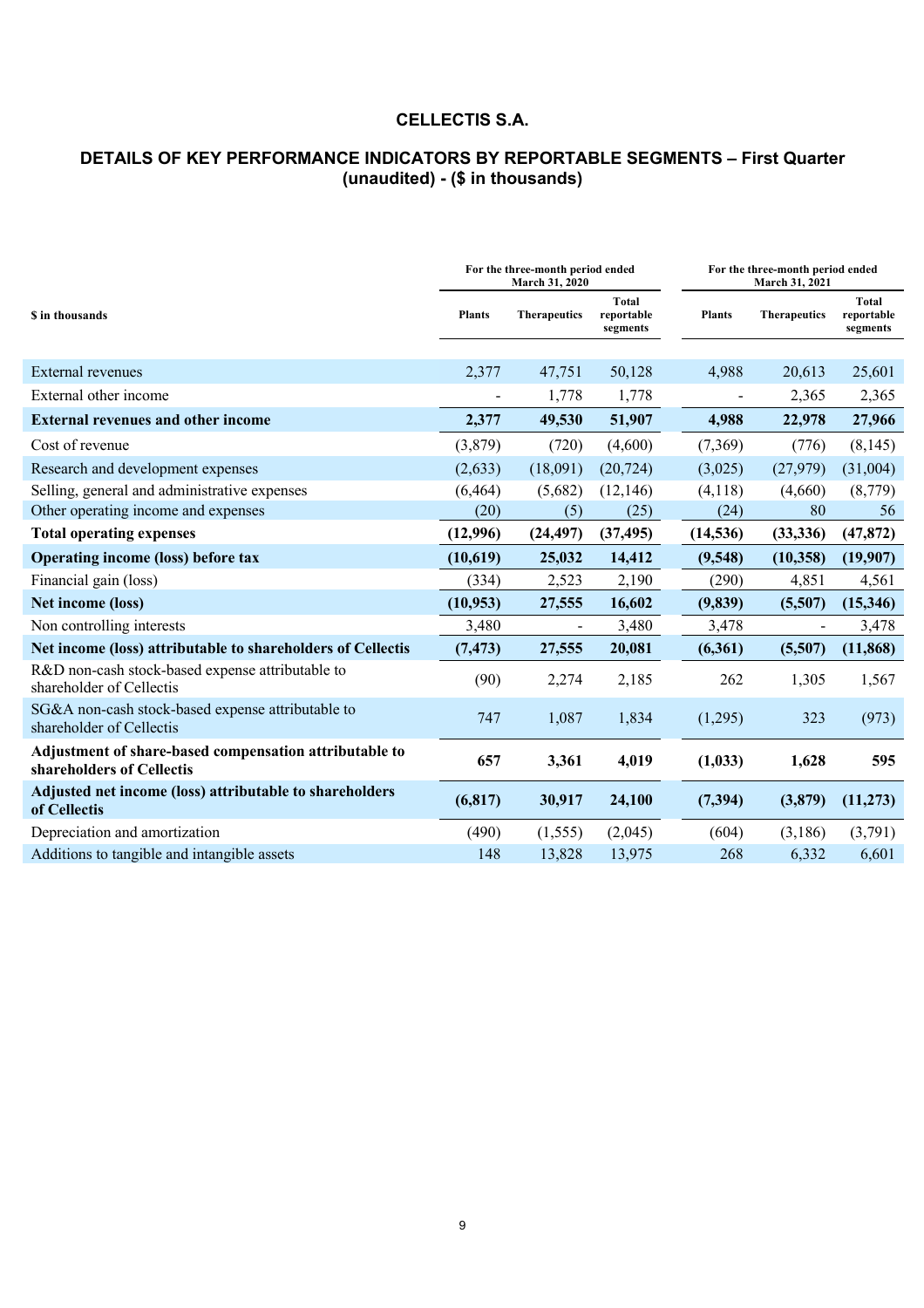# CELLECTIS S.A.

## DETAILS OF KEY PERFORMANCE INDICATORS BY REPORTABLE SEGMENTS – First Quarter (unaudited) - ($ in thousands)

| | For the three-month period ended March 31, 2020 | | | For the three-month period ended March 31, 2021 | | |
|---|---|---|---|---|---|---|
| **$ in thousands** | **Plants** | **Therapeutics** | **Total reportable segments** | **Plants** | **Therapeutics** | **Total reportable segments** |
| External revenues | 2,377 | 47,751 | 50,128 | 4,988 | 20,613 | 25,601 |
| External other income | - | 1,778 | 1,778 | - | 2,365 | 2,365 |
| **External revenues and other income** | **2,377** | **49,530** | **51,907** | **4,988** | **22,978** | **27,966** |
| Cost of revenue | (3,879) | (720) | (4,600) | (7,369) | (776) | (8,145) |
| Research and development expenses | (2,633) | (18,091) | (20,724) | (3,025) | (27,979) | (31,004) |
| Selling, general and administrative expenses | (6,464) | (5,682) | (12,146) | (4,118) | (4,660) | (8,779) |
| Other operating income and expenses | (20) | (5) | (25) | (24) | 80 | 56 |
| **Total operating expenses** | **(12,996)** | **(24,497)** | **(37,495)** | **(14,536)** | **(33,336)** | **(47,872)** |
| **Operating income (loss) before tax** | **(10,619)** | **25,032** | **14,412** | **(9,548)** | **(10,358)** | **(19,907)** |
| Financial gain (loss) | (334) | 2,523 | 2,190 | (290) | 4,851 | 4,561 |
| **Net income (loss)** | **(10,953)** | **27,555** | **16,602** | **(9,839)** | **(5,507)** | **(15,346)** |
| Non controlling interests | 3,480 | - | 3,480 | 3,478 | - | 3,478 |
| **Net income (loss) attributable to shareholders of Cellectis** | **(7,473)** | **27,555** | **20,081** | **(6,361)** | **(5,507)** | **(11,868)** |
| R&D non-cash stock-based expense attributable to shareholder of Cellectis | (90) | 2,274 | 2,185 | 262 | 1,305 | 1,567 |
| SG&A non-cash stock-based expense attributable to shareholder of Cellectis | 747 | 1,087 | 1,834 | (1,295) | 323 | (973) |
| **Adjustment of share-based compensation attributable to shareholders of Cellectis** | **657** | **3,361** | **4,019** | **(1,033)** | **1,628** | **595** |
| **Adjusted net income (loss) attributable to shareholders of Cellectis** | **(6,817)** | **30,917** | **24,100** | **(7,394)** | **(3,879)** | **(11,273)** |
| Depreciation and amortization | (490) | (1,555) | (2,045) | (604) | (3,186) | (3,791) |
| Additions to tangible and intangible assets | 148 | 13,828 | 13,975 | 268 | 6,332 | 6,601 |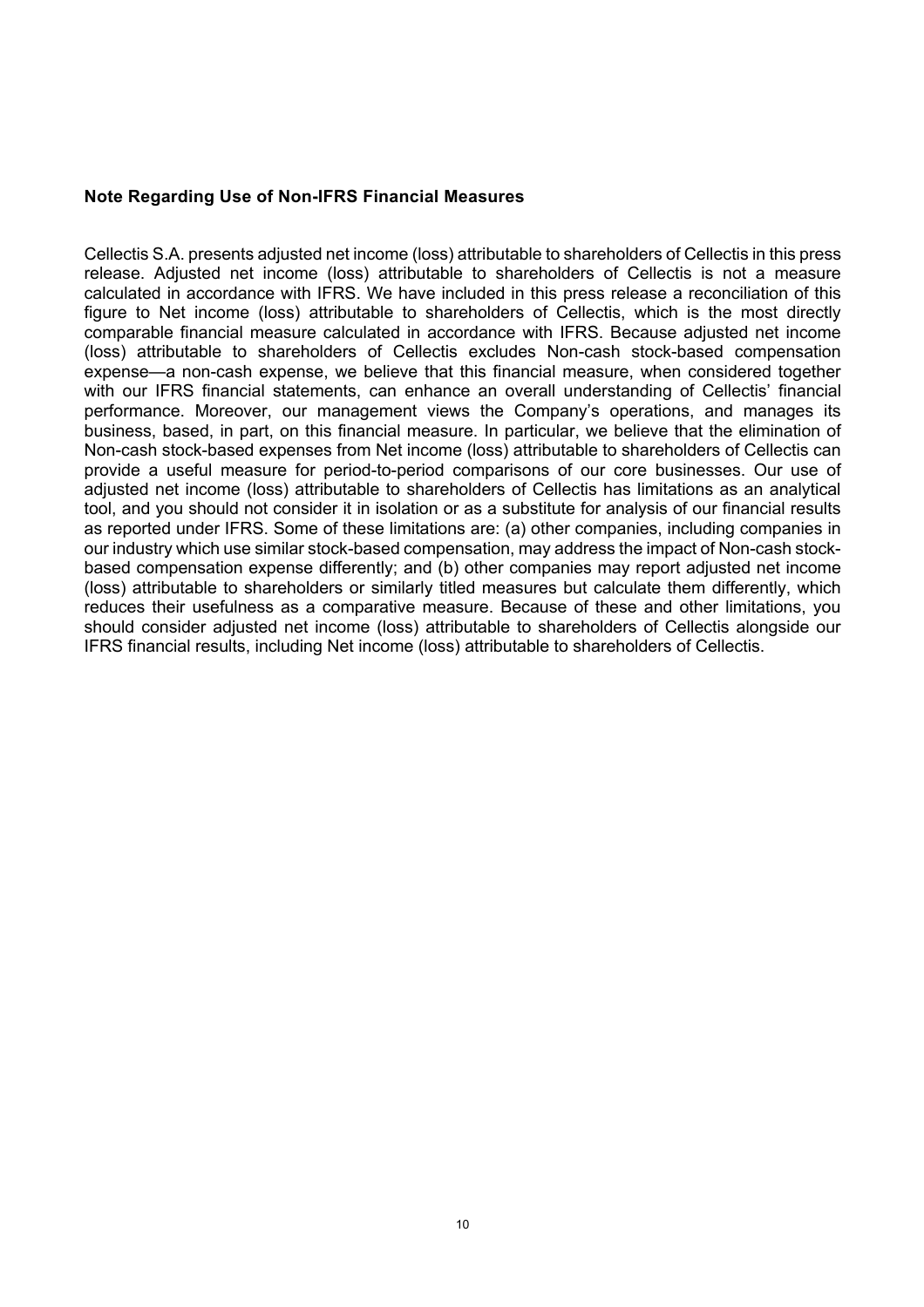**Note Regarding Use of Non-IFRS Financial Measures**

Cellectis S.A. presents adjusted net income (loss) attributable to shareholders of Cellectis in this press release. Adjusted net income (loss) attributable to shareholders of Cellectis is not a measure calculated in accordance with IFRS. We have included in this press release a reconciliation of this figure to Net income (loss) attributable to shareholders of Cellectis, which is the most directly comparable financial measure calculated in accordance with IFRS. Because adjusted net income (loss) attributable to shareholders of Cellectis excludes Non-cash stock-based compensation expense—a non-cash expense, we believe that this financial measure, when considered together with our IFRS financial statements, can enhance an overall understanding of Cellectis' financial performance. Moreover, our management views the Company's operations, and manages its business, based, in part, on this financial measure. In particular, we believe that the elimination of Non-cash stock-based expenses from Net income (loss) attributable to shareholders of Cellectis can provide a useful measure for period-to-period comparisons of our core businesses. Our use of adjusted net income (loss) attributable to shareholders of Cellectis has limitations as an analytical tool, and you should not consider it in isolation or as a substitute for analysis of our financial results as reported under IFRS. Some of these limitations are: (a) other companies, including companies in our industry which use similar stock-based compensation, may address the impact of Non-cash stock-based compensation expense differently; and (b) other companies may report adjusted net income (loss) attributable to shareholders or similarly titled measures but calculate them differently, which reduces their usefulness as a comparative measure. Because of these and other limitations, you should consider adjusted net income (loss) attributable to shareholders of Cellectis alongside our IFRS financial results, including Net income (loss) attributable to shareholders of Cellectis.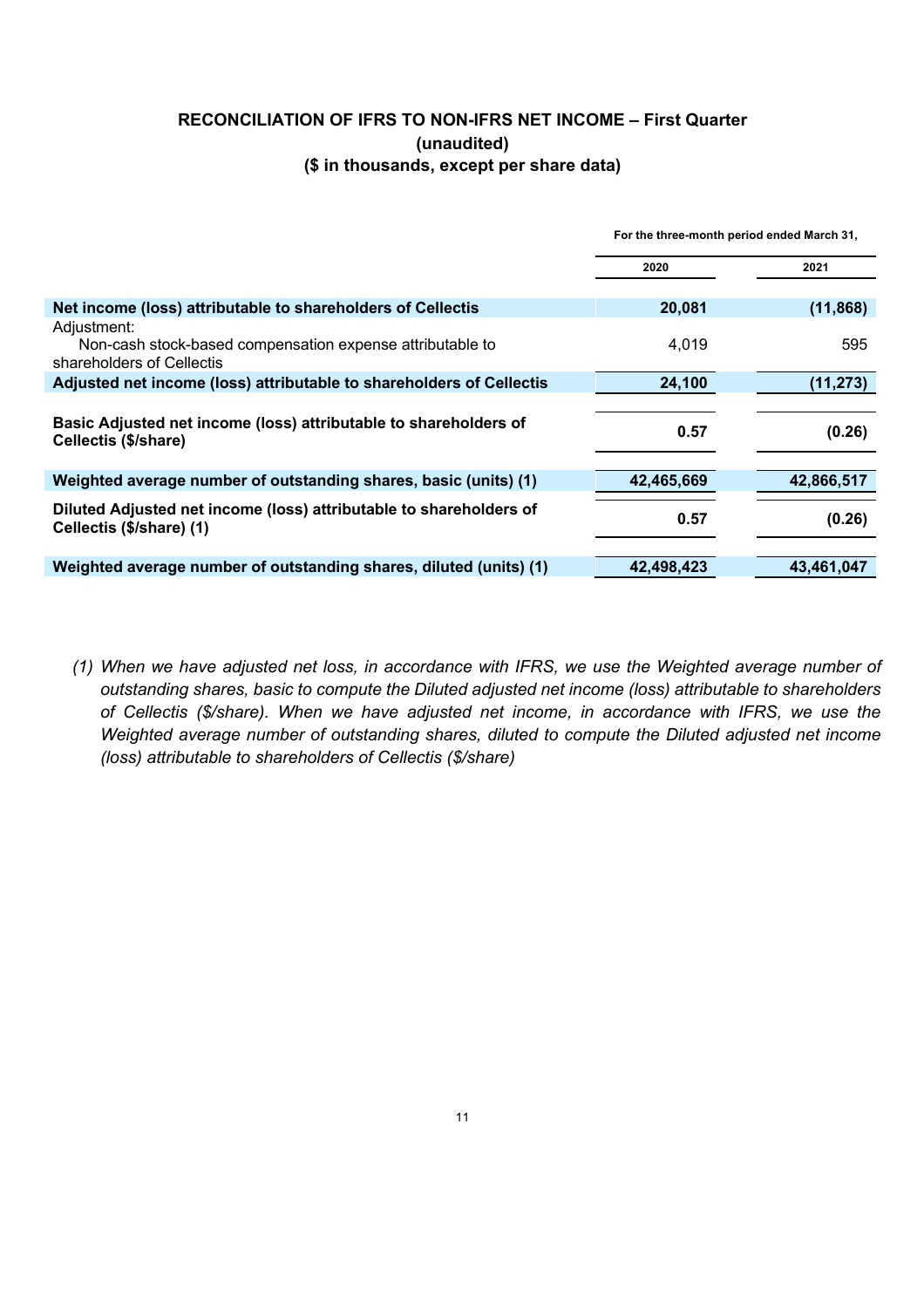## RECONCILIATION OF IFRS TO NON-IFRS NET INCOME – First Quarter
### (unaudited)
### ($ in thousands, except per share data)

| | For the three-month period ended March 31, | |
|---|---|---|
| | 2020 | 2021 |
| **Net income (loss) attributable to shareholders of Cellectis** | **20,081** | **(11,868)** |
| Adjustment: | | |
| Non-cash stock-based compensation expense attributable to shareholders of Cellectis | 4,019 | 595 |
| **Adjusted net income (loss) attributable to shareholders of Cellectis** | **24,100** | **(11,273)** |
| **Basic Adjusted net income (loss) attributable to shareholders of Cellectis ($/share)** | **0.57** | **(0.26)** |
| **Weighted average number of outstanding shares, basic (units) (1)** | **42,465,669** | **42,866,517** |
| **Diluted Adjusted net income (loss) attributable to shareholders of Cellectis ($/share) (1)** | **0.57** | **(0.26)** |
| **Weighted average number of outstanding shares, diluted (units) (1)** | **42,498,423** | **43,461,047** |

*(1) When we have adjusted net loss, in accordance with IFRS, we use the Weighted average number of outstanding shares, basic to compute the Diluted adjusted net income (loss) attributable to shareholders of Cellectis ($/share). When we have adjusted net income, in accordance with IFRS, we use the Weighted average number of outstanding shares, diluted to compute the Diluted adjusted net income (loss) attributable to shareholders of Cellectis ($/share)*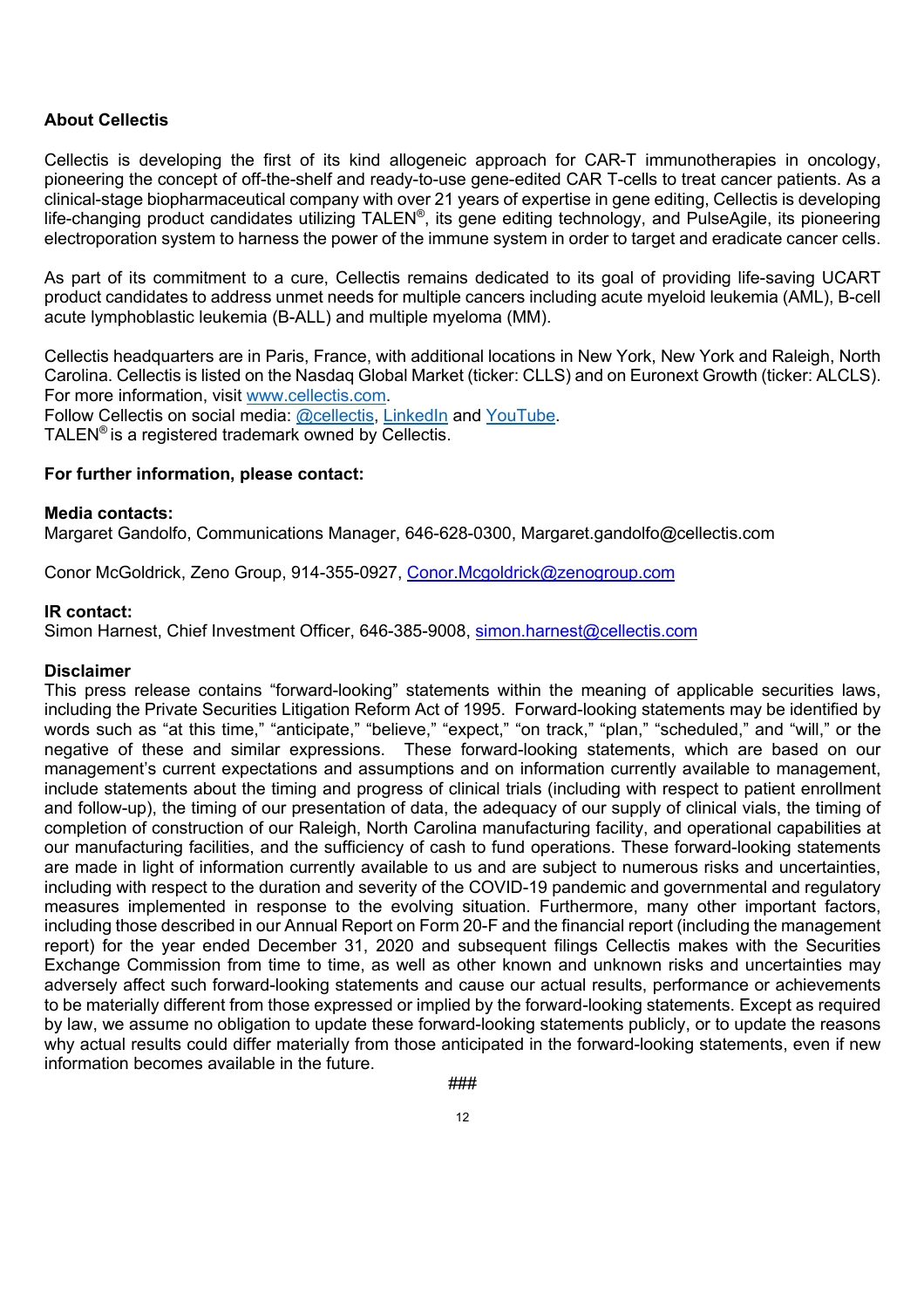**About Cellectis**

Cellectis is developing the first of its kind allogeneic approach for CAR-T immunotherapies in oncology, pioneering the concept of off-the-shelf and ready-to-use gene-edited CAR T-cells to treat cancer patients. As a clinical-stage biopharmaceutical company with over 21 years of expertise in gene editing, Cellectis is developing life-changing product candidates utilizing TALEN®, its gene editing technology, and PulseAgile, its pioneering electroporation system to harness the power of the immune system in order to target and eradicate cancer cells.

As part of its commitment to a cure, Cellectis remains dedicated to its goal of providing life-saving UCART product candidates to address unmet needs for multiple cancers including acute myeloid leukemia (AML), B-cell acute lymphoblastic leukemia (B-ALL) and multiple myeloma (MM).

Cellectis headquarters are in Paris, France, with additional locations in New York, New York and Raleigh, North Carolina. Cellectis is listed on the Nasdaq Global Market (ticker: CLLS) and on Euronext Growth (ticker: ALCLS). For more information, visit www.cellectis.com.
Follow Cellectis on social media: @cellectis, LinkedIn and YouTube.
TALEN® is a registered trademark owned by Cellectis.

**For further information, please contact:**

**Media contacts:**
Margaret Gandolfo, Communications Manager, 646-628-0300, Margaret.gandolfo@cellectis.com

Conor McGoldrick, Zeno Group, 914-355-0927, Conor.Mcgoldrick@zenogroup.com

**IR contact:**
Simon Harnest, Chief Investment Officer, 646-385-9008, simon.harnest@cellectis.com

**Disclaimer**
This press release contains "forward-looking" statements within the meaning of applicable securities laws, including the Private Securities Litigation Reform Act of 1995. Forward-looking statements may be identified by words such as "at this time," "anticipate," "believe," "expect," "on track," "plan," "scheduled," and "will," or the negative of these and similar expressions. These forward-looking statements, which are based on our management's current expectations and assumptions and on information currently available to management, include statements about the timing and progress of clinical trials (including with respect to patient enrollment and follow-up), the timing of our presentation of data, the adequacy of our supply of clinical vials, the timing of completion of construction of our Raleigh, North Carolina manufacturing facility, and operational capabilities at our manufacturing facilities, and the sufficiency of cash to fund operations. These forward-looking statements are made in light of information currently available to us and are subject to numerous risks and uncertainties, including with respect to the duration and severity of the COVID-19 pandemic and governmental and regulatory measures implemented in response to the evolving situation. Furthermore, many other important factors, including those described in our Annual Report on Form 20-F and the financial report (including the management report) for the year ended December 31, 2020 and subsequent filings Cellectis makes with the Securities Exchange Commission from time to time, as well as other known and unknown risks and uncertainties may adversely affect such forward-looking statements and cause our actual results, performance or achievements to be materially different from those expressed or implied by the forward-looking statements. Except as required by law, we assume no obligation to update these forward-looking statements publicly, or to update the reasons why actual results could differ materially from those anticipated in the forward-looking statements, even if new information becomes available in the future.

###